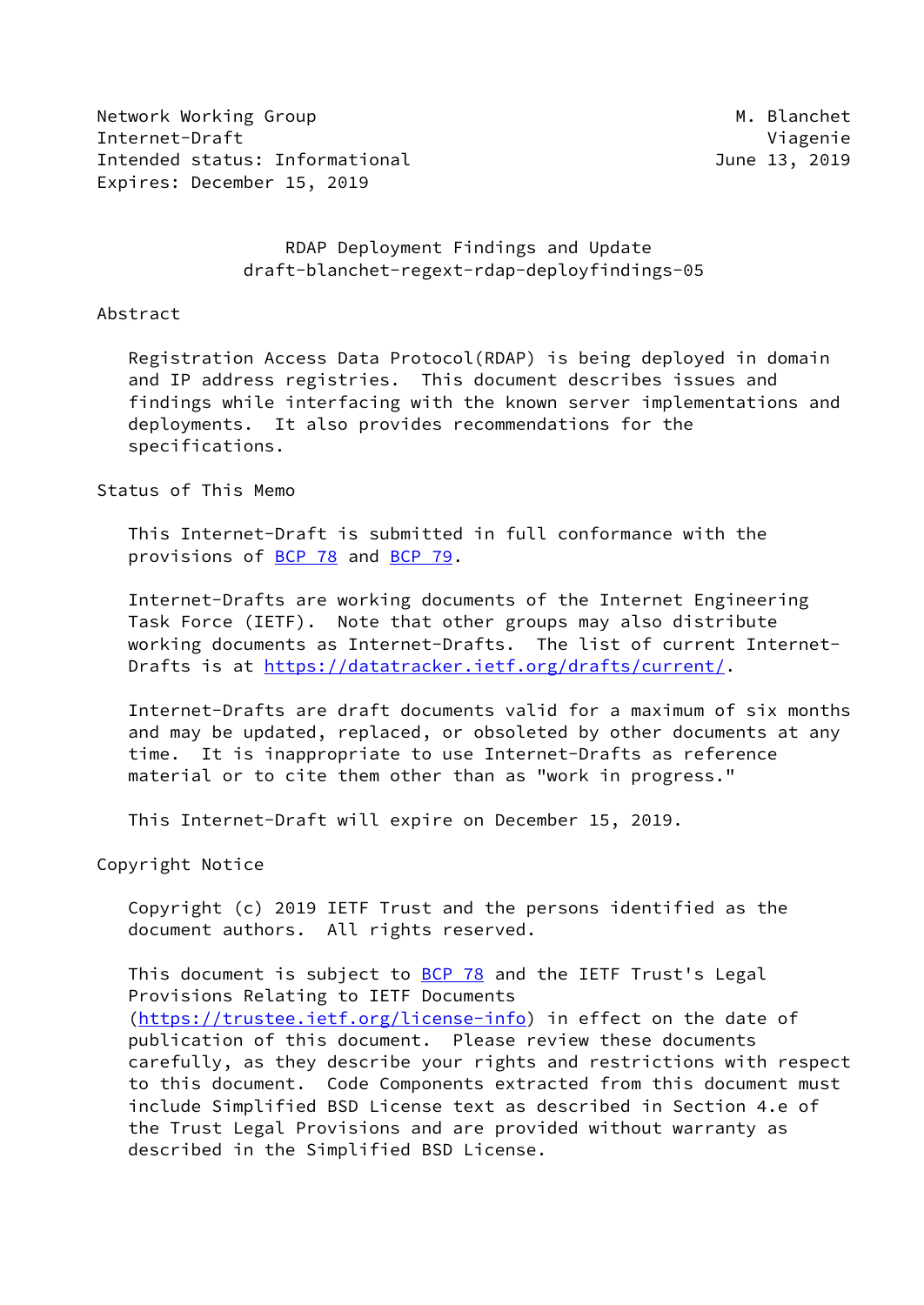Network Working Group M. Blanchet
Internet-Draft Viagenie
Intended status: Informational June 13, 2019
Expires: December 15, 2019

# RDAP Deployment Findings and Update
draft-blanchet-regext-rdap-deployfindings-05

## Abstract

Registration Access Data Protocol(RDAP) is being deployed in domain and IP address registries. This document describes issues and findings while interfacing with the known server implementations and deployments. It also provides recommendations for the specifications.

## Status of This Memo

This Internet-Draft is submitted in full conformance with the provisions of BCP 78 and BCP 79.

Internet-Drafts are working documents of the Internet Engineering Task Force (IETF). Note that other groups may also distribute working documents as Internet-Drafts. The list of current Internet-Drafts is at https://datatracker.ietf.org/drafts/current/.

Internet-Drafts are draft documents valid for a maximum of six months and may be updated, replaced, or obsoleted by other documents at any time. It is inappropriate to use Internet-Drafts as reference material or to cite them other than as "work in progress."

This Internet-Draft will expire on December 15, 2019.

## Copyright Notice

Copyright (c) 2019 IETF Trust and the persons identified as the document authors. All rights reserved.

This document is subject to BCP 78 and the IETF Trust's Legal Provisions Relating to IETF Documents (https://trustee.ietf.org/license-info) in effect on the date of publication of this document. Please review these documents carefully, as they describe your rights and restrictions with respect to this document. Code Components extracted from this document must include Simplified BSD License text as described in Section 4.e of the Trust Legal Provisions and are provided without warranty as described in the Simplified BSD License.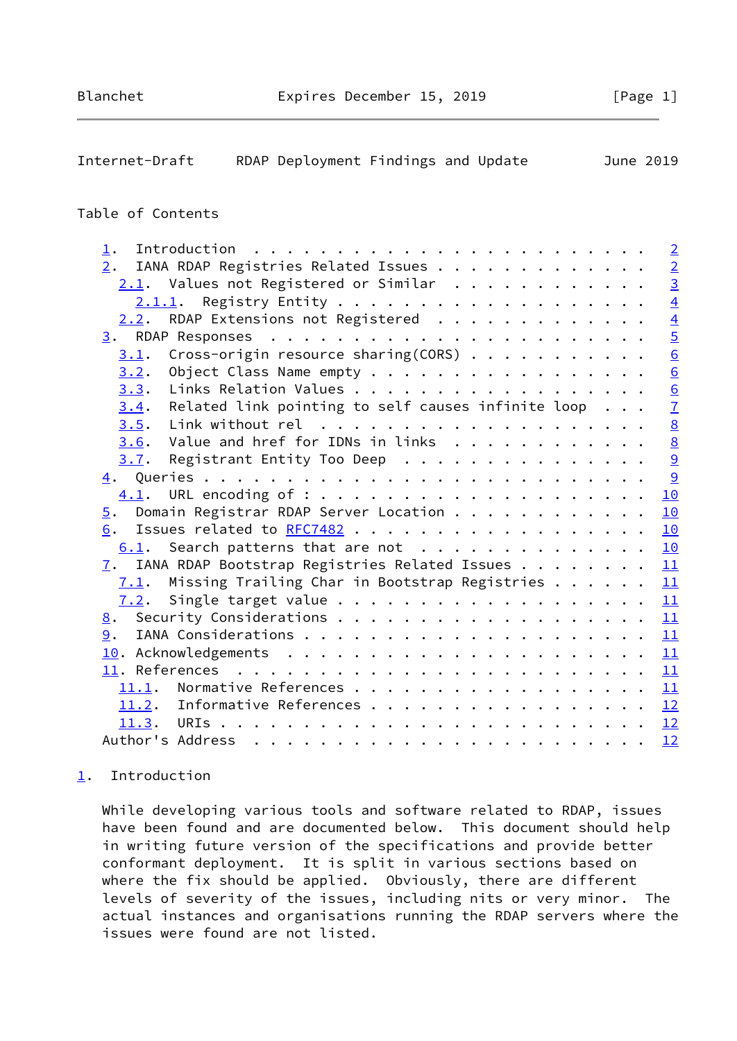## Table of Contents

- 1. Introduction . . . . . . . . . . . . . . . . . . . . . . . . 2
- 2. IANA RDAP Registries Related Issues . . . . . . . . . . . . . 2
  - 2.1. Values not Registered or Similar . . . . . . . . . . . . 3
    - 2.1.1. Registry Entity . . . . . . . . . . . . . . . . . . 4
  - 2.2. RDAP Extensions not Registered . . . . . . . . . . . . . 4
- 3. RDAP Responses . . . . . . . . . . . . . . . . . . . . . . . 5
  - 3.1. Cross-origin resource sharing(CORS) . . . . . . . . . . . 6
  - 3.2. Object Class Name empty . . . . . . . . . . . . . . . . . 6
  - 3.3. Links Relation Values . . . . . . . . . . . . . . . . . 6
  - 3.4. Related link pointing to self causes infinite loop . . . 7
  - 3.5. Link without rel . . . . . . . . . . . . . . . . . . . . 8
  - 3.6. Value and href for IDNs in links . . . . . . . . . . . . 8
  - 3.7. Registrant Entity Too Deep . . . . . . . . . . . . . . . 9
- 4. Queries . . . . . . . . . . . . . . . . . . . . . . . . . . . 9
  - 4.1. URL encoding of : . . . . . . . . . . . . . . . . . . . 10
- 5. Domain Registrar RDAP Server Location . . . . . . . . . . . . 10
- 6. Issues related to RFC7482 . . . . . . . . . . . . . . . . . . 10
  - 6.1. Search patterns that are not . . . . . . . . . . . . . . 10
- 7. IANA RDAP Bootstrap Registries Related Issues . . . . . . . . 11
  - 7.1. Missing Trailing Char in Bootstrap Registries . . . . . . 11
  - 7.2. Single target value . . . . . . . . . . . . . . . . . . . 11
- 8. Security Considerations . . . . . . . . . . . . . . . . . . . 11
- 9. IANA Considerations . . . . . . . . . . . . . . . . . . . . . 11
- 10. Acknowledgements . . . . . . . . . . . . . . . . . . . . . . 11
- 11. References . . . . . . . . . . . . . . . . . . . . . . . . . 11
  - 11.1. Normative References . . . . . . . . . . . . . . . . . . 11
  - 11.2. Informative References . . . . . . . . . . . . . . . . . 12
  - 11.3. URIs . . . . . . . . . . . . . . . . . . . . . . . . . . 12
- Author's Address . . . . . . . . . . . . . . . . . . . . . . . . 12

## 1. Introduction

While developing various tools and software related to RDAP, issues have been found and are documented below. This document should help in writing future version of the specifications and provide better conformant deployment. It is split in various sections based on where the fix should be applied. Obviously, there are different levels of severity of the issues, including nits or very minor. The actual instances and organisations running the RDAP servers where the issues were found are not listed.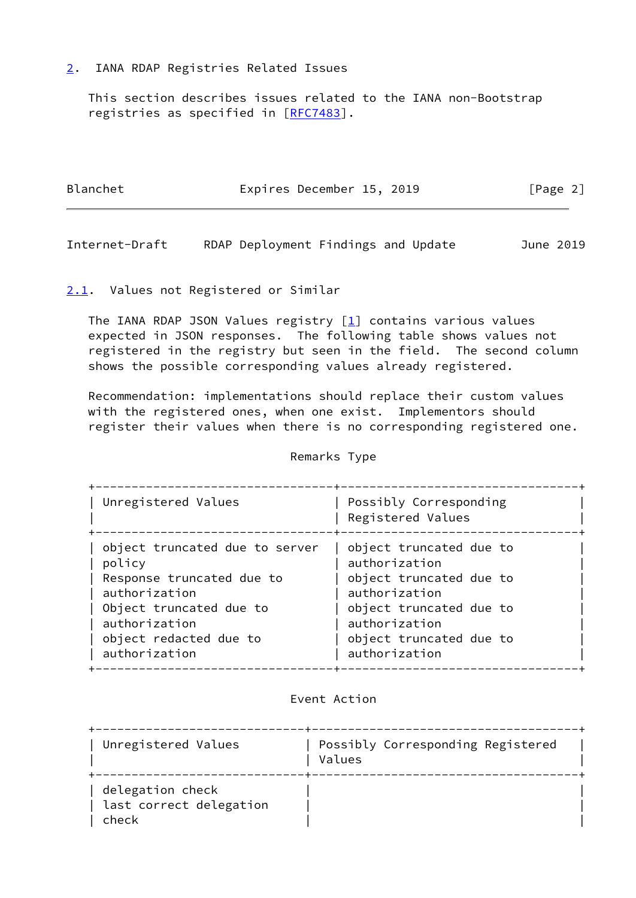## 2. IANA RDAP Registries Related Issues

This section describes issues related to the IANA non-Bootstrap registries as specified in [RFC7483].

### 2.1. Values not Registered or Similar

The IANA RDAP JSON Values registry [1] contains various values expected in JSON responses. The following table shows values not registered in the registry but seen in the field. The second column shows the possible corresponding values already registered.

Recommendation: implementations should replace their custom values with the registered ones, when one exist. Implementors should register their values when there is no corresponding registered one.

Remarks Type

| Unregistered Values | Possibly Corresponding Registered Values |
|---|---|
| object truncated due to server policy | object truncated due to authorization |
| Response truncated due to authorization | object truncated due to authorization |
| Object truncated due to authorization | object truncated due to authorization |
| object redacted due to authorization | object truncated due to authorization |

Event Action

| Unregistered Values | Possibly Corresponding Registered Values |
|---|---|
| delegation check | |
| last correct delegation check | |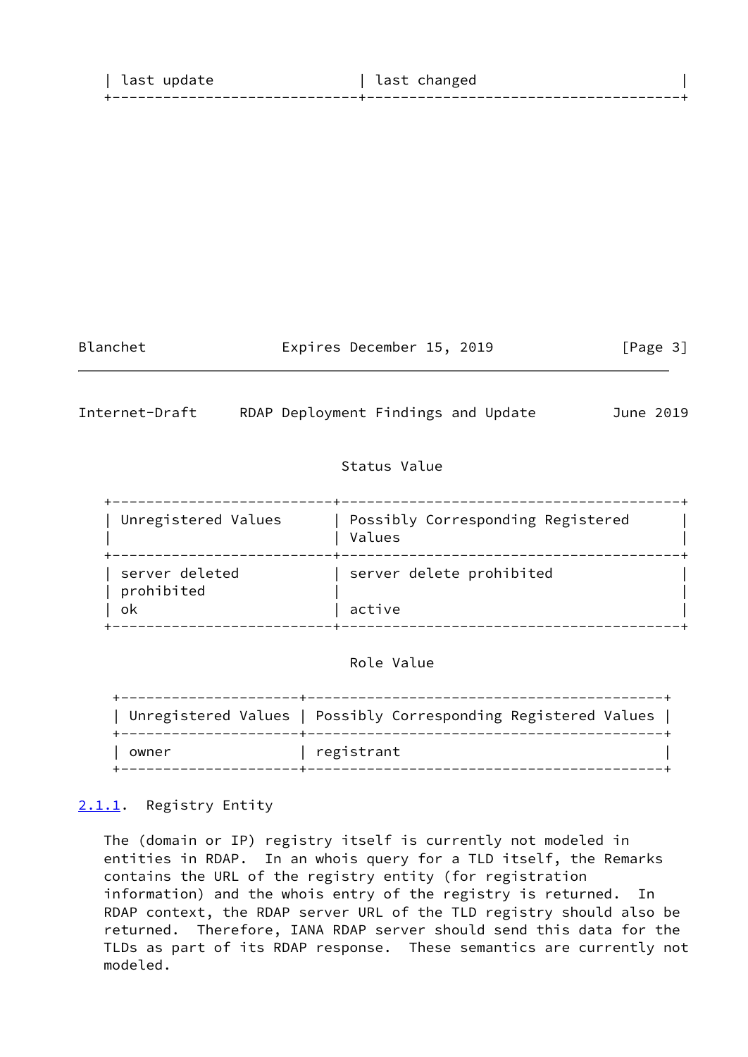| last update | last changed |
| --- | --- |

Status Value

| Unregistered Values | Possibly Corresponding Registered Values |
| --- | --- |
| server deleted prohibited | server delete prohibited |
| ok | active |

Role Value

| Unregistered Values | Possibly Corresponding Registered Values |
| --- | --- |
| owner | registrant |

### 2.1.1. Registry Entity

The (domain or IP) registry itself is currently not modeled in entities in RDAP. In an whois query for a TLD itself, the Remarks contains the URL of the registry entity (for registration information) and the whois entry of the registry is returned. In RDAP context, the RDAP server URL of the TLD registry should also be returned. Therefore, IANA RDAP server should send this data for the TLDs as part of its RDAP response. These semantics are currently not modeled.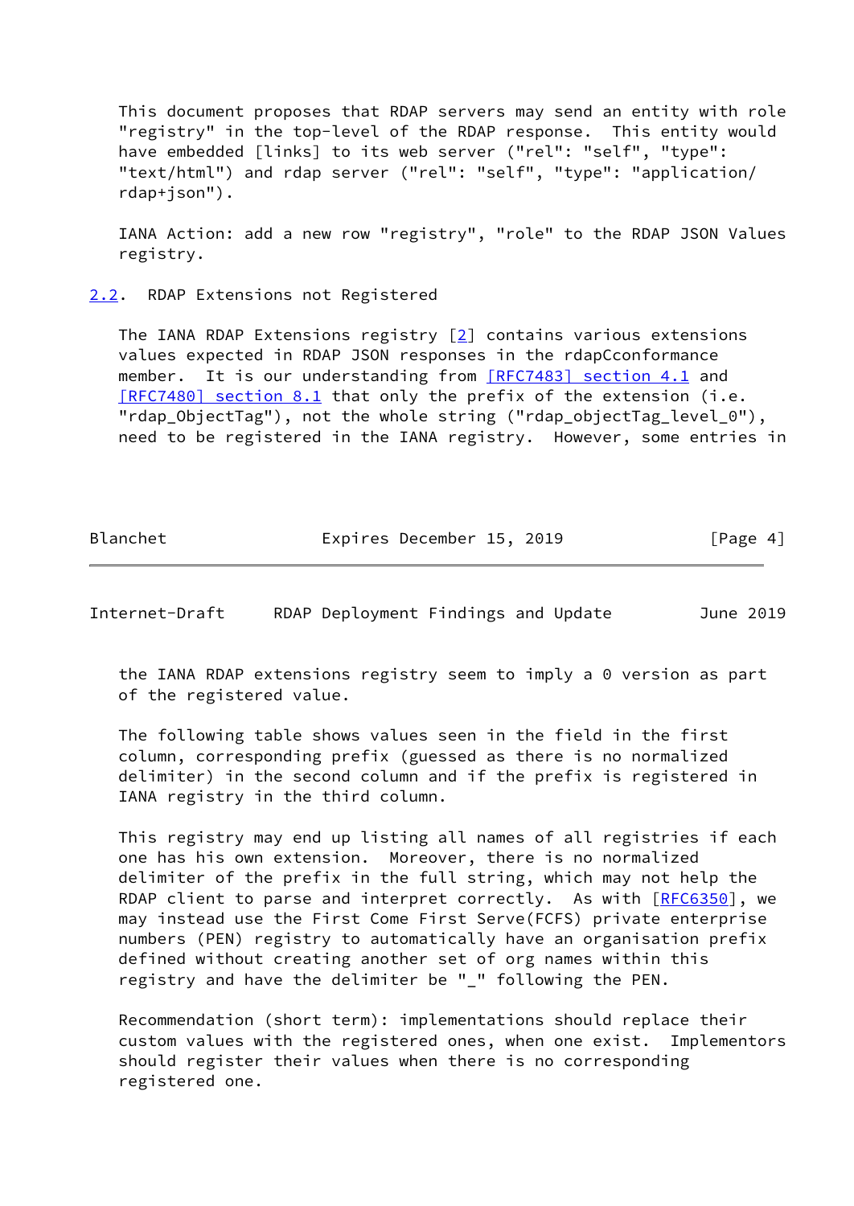This document proposes that RDAP servers may send an entity with role "registry" in the top-level of the RDAP response. This entity would have embedded [links] to its web server ("rel": "self", "type": "text/html") and rdap server ("rel": "self", "type": "application/rdap+json").

IANA Action: add a new row "registry", "role" to the RDAP JSON Values registry.

## 2.2. RDAP Extensions not Registered

The IANA RDAP Extensions registry [2] contains various extensions values expected in RDAP JSON responses in the rdapCconformance member. It is our understanding from [RFC7483] section 4.1 and [RFC7480] section 8.1 that only the prefix of the extension (i.e. "rdap_ObjectTag"), not the whole string ("rdap_objectTag_level_0"), need to be registered in the IANA registry. However, some entries in the IANA RDAP extensions registry seem to imply a 0 version as part of the registered value.

The following table shows values seen in the field in the first column, corresponding prefix (guessed as there is no normalized delimiter) in the second column and if the prefix is registered in IANA registry in the third column.

This registry may end up listing all names of all registries if each one has his own extension. Moreover, there is no normalized delimiter of the prefix in the full string, which may not help the RDAP client to parse and interpret correctly. As with [RFC6350], we may instead use the First Come First Serve(FCFS) private enterprise numbers (PEN) registry to automatically have an organisation prefix defined without creating another set of org names within this registry and have the delimiter be "_" following the PEN.

Recommendation (short term): implementations should replace their custom values with the registered ones, when one exist. Implementors should register their values when there is no corresponding registered one.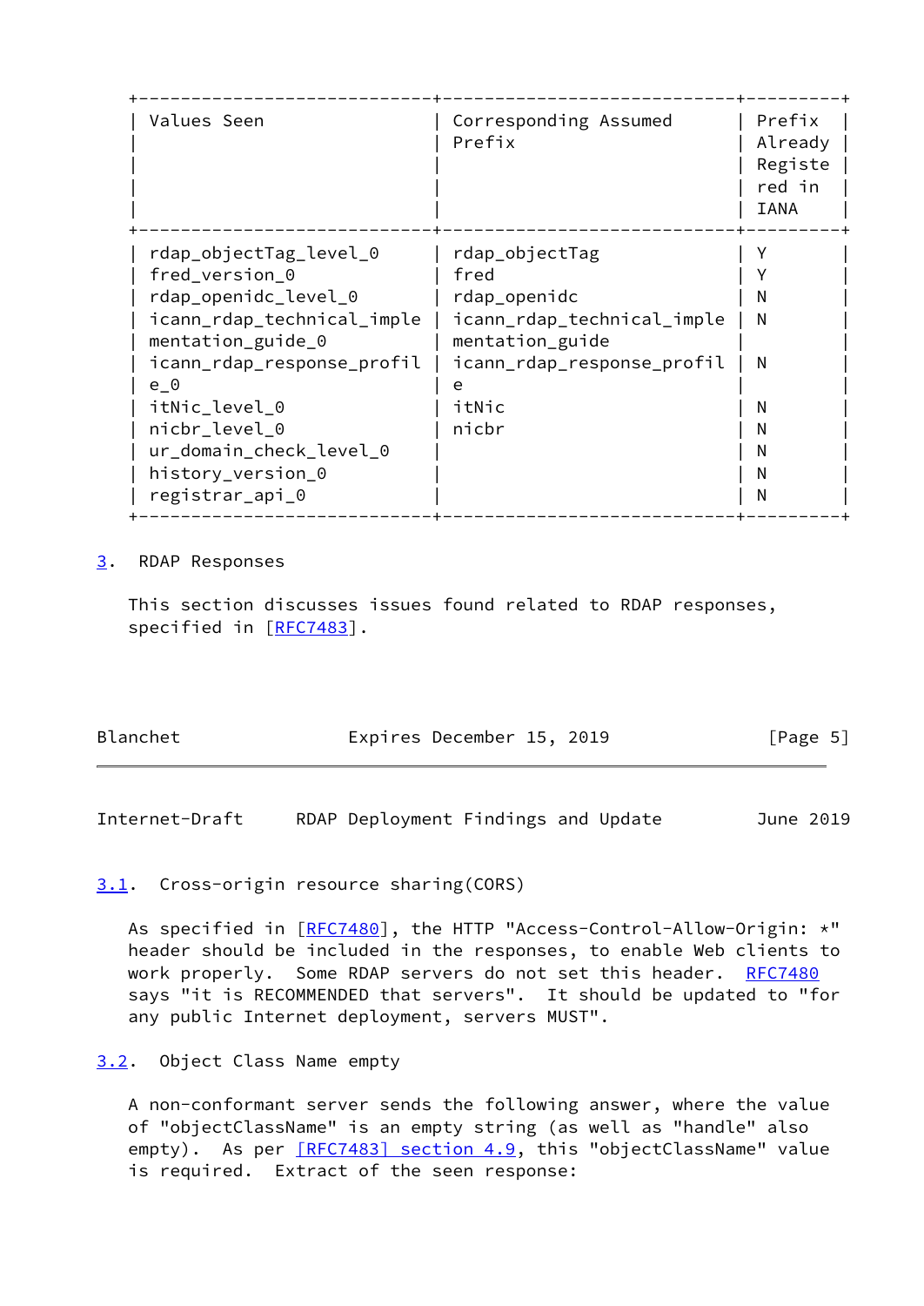| Values Seen | Corresponding Assumed Prefix | Prefix Already Registered in IANA |
|---|---|---|
| rdap_objectTag_level_0 | rdap_objectTag | Y |
| fred_version_0 | fred | Y |
| rdap_openidc_level_0 | rdap_openidc | N |
| icann_rdap_technical_implementation_guide_0 | icann_rdap_technical_implementation_guide | N |
| icann_rdap_response_profile_0 | icann_rdap_response_profile | N |
| itNic_level_0 | itNic | N |
| nicbr_level_0 | nicbr | N |
| ur_domain_check_level_0 | | N |
| history_version_0 | | N |
| registrar_api_0 | | N |

## 3. RDAP Responses

This section discusses issues found related to RDAP responses, specified in [RFC7483].

### 3.1. Cross-origin resource sharing(CORS)

As specified in [RFC7480], the HTTP "Access-Control-Allow-Origin: *" header should be included in the responses, to enable Web clients to work properly. Some RDAP servers do not set this header. RFC7480 says "it is RECOMMENDED that servers". It should be updated to "for any public Internet deployment, servers MUST".

### 3.2. Object Class Name empty

A non-conformant server sends the following answer, where the value of "objectClassName" is an empty string (as well as "handle" also empty). As per [RFC7483] section 4.9, this "objectClassName" value is required. Extract of the seen response: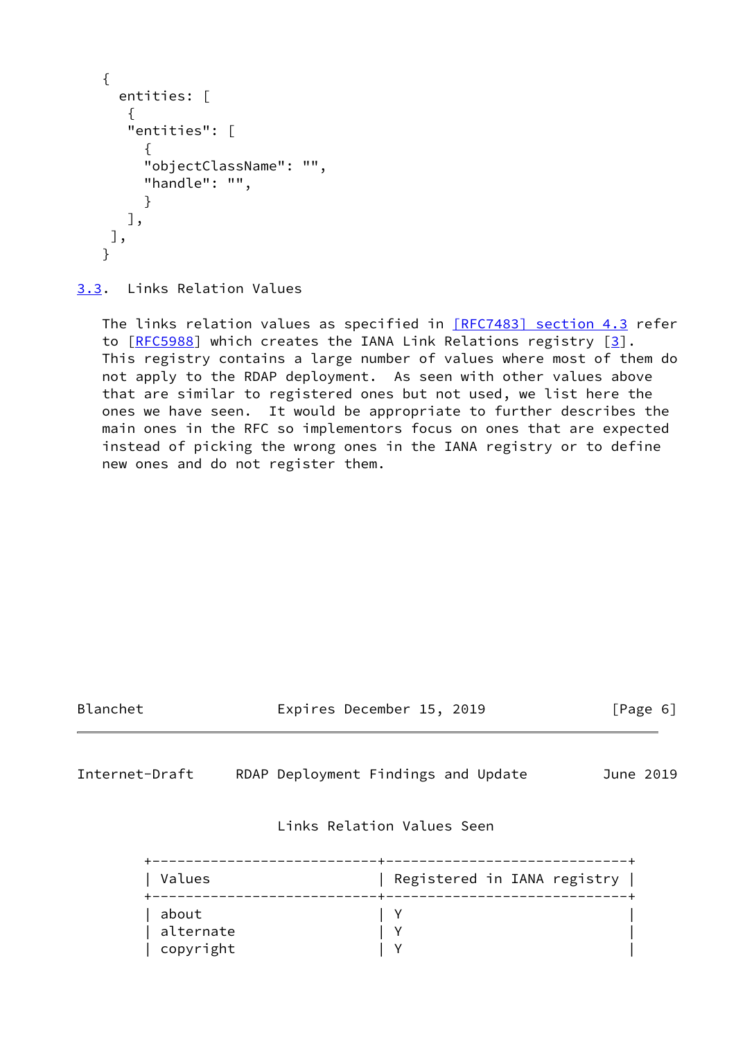```
{
  entities: [
   {
   "entities": [
     {
     "objectClassName": "",
     "handle": "",
     }
   ],
 ],
}
```

### 3.3. Links Relation Values

The links relation values as specified in [RFC7483] section 4.3 refer to [RFC5988] which creates the IANA Link Relations registry [3]. This registry contains a large number of values where most of them do not apply to the RDAP deployment. As seen with other values above that are similar to registered ones but not used, we list here the ones we have seen. It would be appropriate to further describes the main ones in the RFC so implementors focus on ones that are expected instead of picking the wrong ones in the IANA registry or to define new ones and do not register them.

Links Relation Values Seen

| Values | Registered in IANA registry |
|---|---|
| about | Y |
| alternate | Y |
| copyright | Y |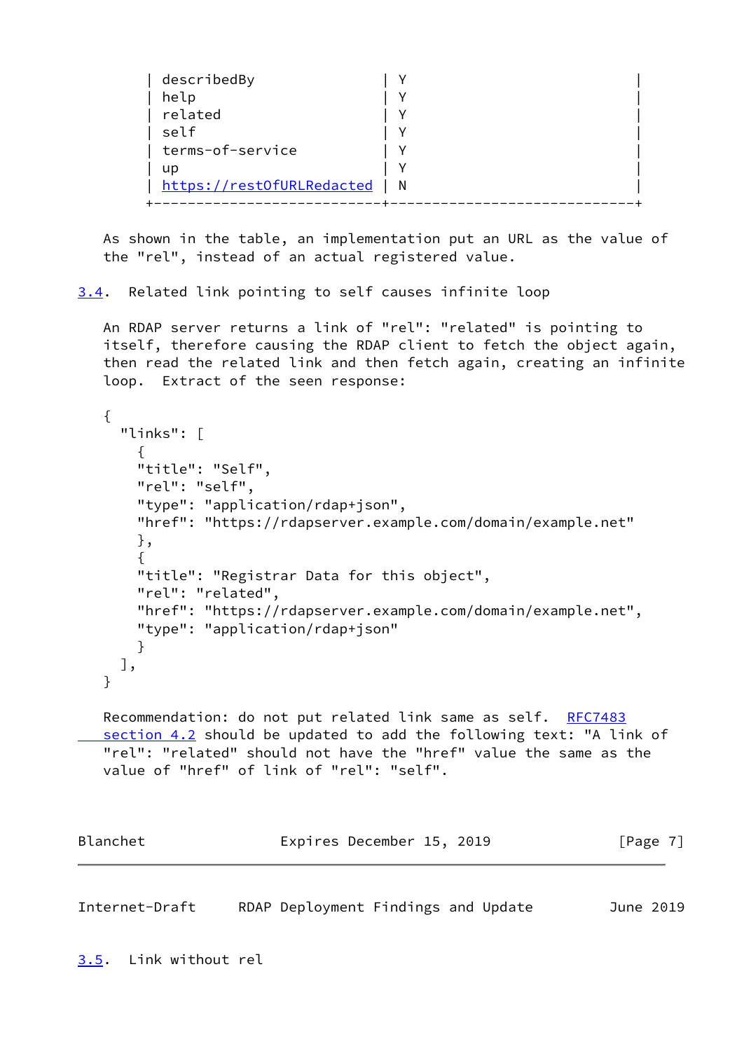| | |
|---|---|
| describedBy | Y |
| help | Y |
| related | Y |
| self | Y |
| terms-of-service | Y |
| up | Y |
| https://restOfURLRedacted | N |

As shown in the table, an implementation put an URL as the value of the "rel", instead of an actual registered value.

## 3.4. Related link pointing to self causes infinite loop

An RDAP server returns a link of "rel": "related" is pointing to itself, therefore causing the RDAP client to fetch the object again, then read the related link and then fetch again, creating an infinite loop. Extract of the seen response:

```
{
  "links": [
    {
    "title": "Self",
    "rel": "self",
    "type": "application/rdap+json",
    "href": "https://rdapserver.example.com/domain/example.net"
    },
    {
    "title": "Registrar Data for this object",
    "rel": "related",
    "href": "https://rdapserver.example.com/domain/example.net",
    "type": "application/rdap+json"
    }
  ],
}
```

Recommendation: do not put related link same as self. RFC7483 section 4.2 should be updated to add the following text: "A link of "rel": "related" should not have the "href" value the same as the value of "href" of link of "rel": "self".

## 3.5. Link without rel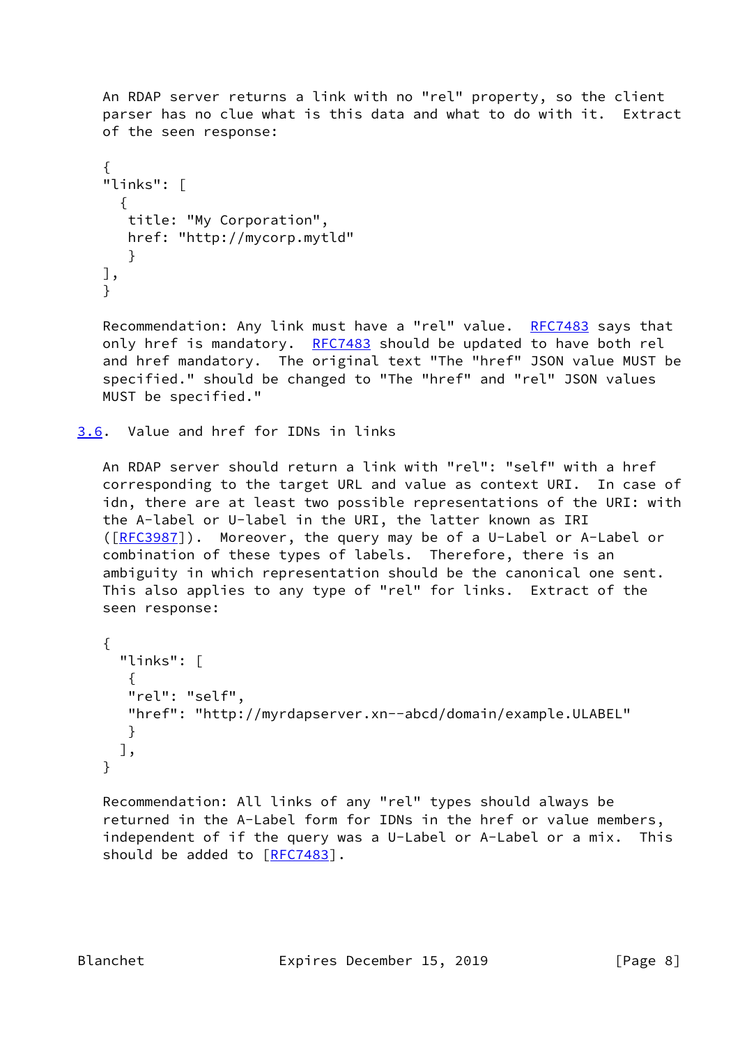An RDAP server returns a link with no "rel" property, so the client parser has no clue what is this data and what to do with it. Extract of the seen response:

```
{
"links": [
  {
   title: "My Corporation",
   href: "http://mycorp.mytld"
   }
],
}
```

Recommendation: Any link must have a "rel" value. RFC7483 says that only href is mandatory. RFC7483 should be updated to have both rel and href mandatory. The original text "The "href" JSON value MUST be specified." should be changed to "The "href" and "rel" JSON values MUST be specified."

### 3.6. Value and href for IDNs in links

An RDAP server should return a link with "rel": "self" with a href corresponding to the target URL and value as context URI. In case of idn, there are at least two possible representations of the URI: with the A-label or U-label in the URI, the latter known as IRI ([RFC3987]). Moreover, the query may be of a U-Label or A-Label or combination of these types of labels. Therefore, there is an ambiguity in which representation should be the canonical one sent. This also applies to any type of "rel" for links. Extract of the seen response:

```
{
  "links": [
   {
   "rel": "self",
   "href": "http://myrdapserver.xn--abcd/domain/example.ULABEL"
   }
  ],
}
```

Recommendation: All links of any "rel" types should always be returned in the A-Label form for IDNs in the href or value members, independent of if the query was a U-Label or A-Label or a mix. This should be added to [RFC7483].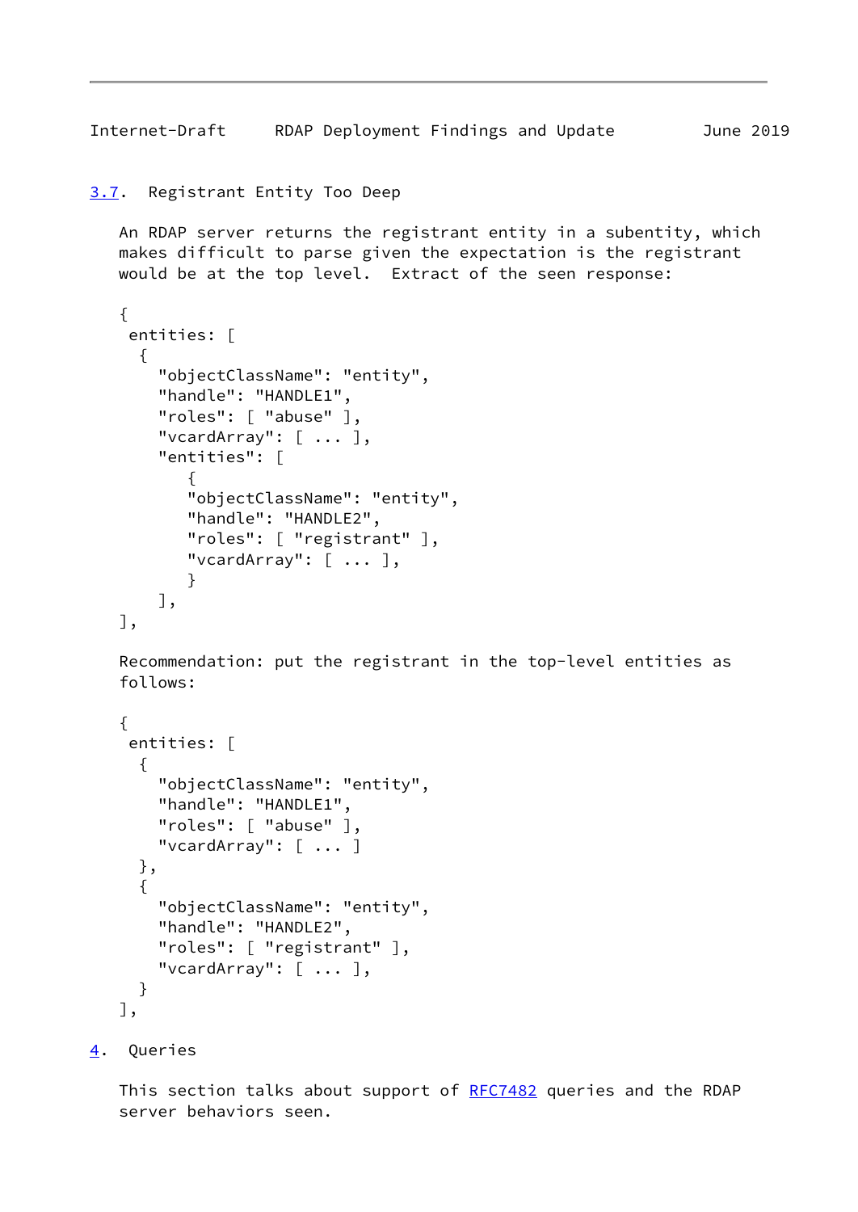### 3.7. Registrant Entity Too Deep

An RDAP server returns the registrant entity in a subentity, which makes difficult to parse given the expectation is the registrant would be at the top level. Extract of the seen response:

```
{
 entities: [
  {
    "objectClassName": "entity",
    "handle": "HANDLE1",
    "roles": [ "abuse" ],
    "vcardArray": [ ... ],
    "entities": [
       {
       "objectClassName": "entity",
       "handle": "HANDLE2",
       "roles": [ "registrant" ],
       "vcardArray": [ ... ],
       }
    ],
],
```

Recommendation: put the registrant in the top-level entities as follows:

```
{
 entities: [
  {
    "objectClassName": "entity",
    "handle": "HANDLE1",
    "roles": [ "abuse" ],
    "vcardArray": [ ... ]
  },
  {
    "objectClassName": "entity",
    "handle": "HANDLE2",
    "roles": [ "registrant" ],
    "vcardArray": [ ... ],
  }
],
```

## 4. Queries

This section talks about support of RFC7482 queries and the RDAP server behaviors seen.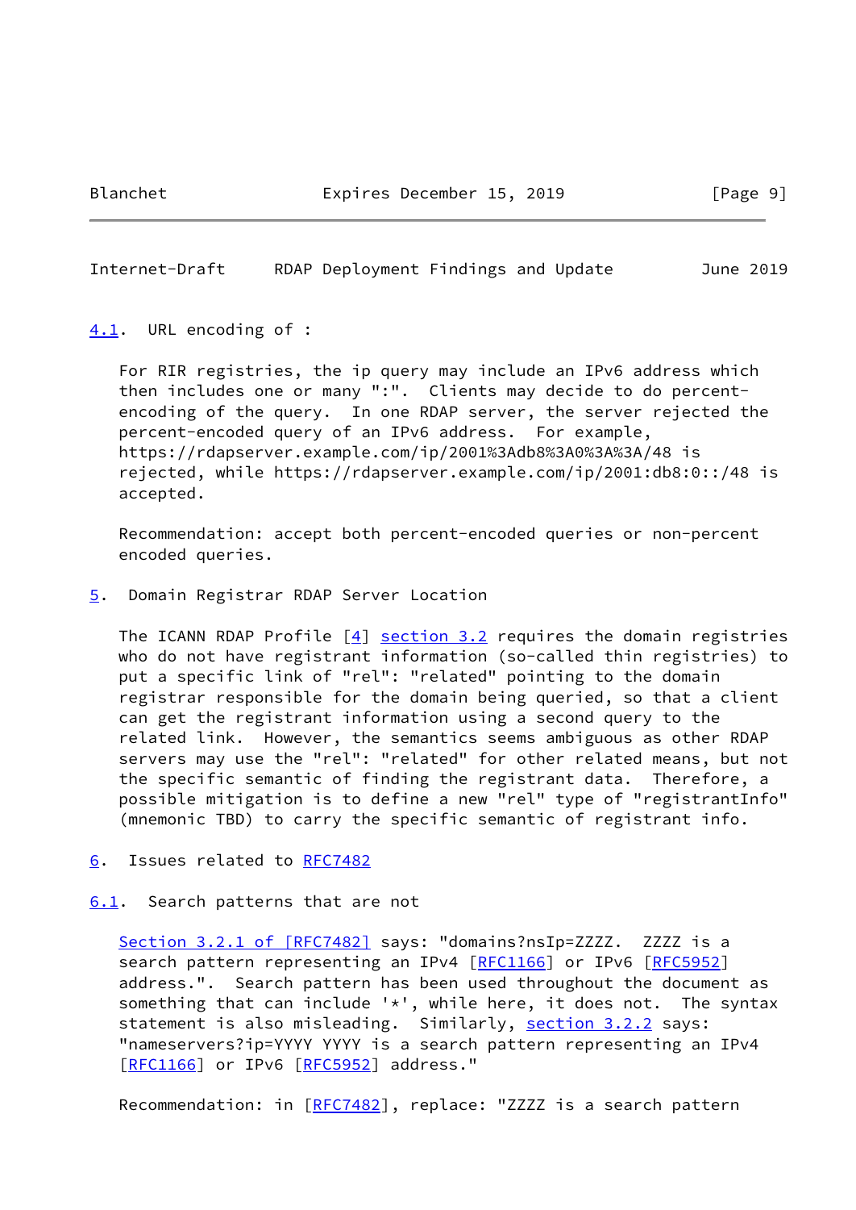## 4.1. URL encoding of :

For RIR registries, the ip query may include an IPv6 address which then includes one or many ":". Clients may decide to do percent-encoding of the query. In one RDAP server, the server rejected the percent-encoded query of an IPv6 address. For example, https://rdapserver.example.com/ip/2001%3Adb8%3A0%3A%3A/48 is rejected, while https://rdapserver.example.com/ip/2001:db8:0::/48 is accepted.

Recommendation: accept both percent-encoded queries or non-percent encoded queries.

# 5. Domain Registrar RDAP Server Location

The ICANN RDAP Profile [4] section 3.2 requires the domain registries who do not have registrant information (so-called thin registries) to put a specific link of "rel": "related" pointing to the domain registrar responsible for the domain being queried, so that a client can get the registrant information using a second query to the related link. However, the semantics seems ambiguous as other RDAP servers may use the "rel": "related" for other related means, but not the specific semantic of finding the registrant data. Therefore, a possible mitigation is to define a new "rel" type of "registrantInfo" (mnemonic TBD) to carry the specific semantic of registrant info.

# 6. Issues related to RFC7482

## 6.1. Search patterns that are not

Section 3.2.1 of [RFC7482] says: "domains?nsIp=ZZZZ. ZZZZ is a search pattern representing an IPv4 [RFC1166] or IPv6 [RFC5952] address.". Search pattern has been used throughout the document as something that can include '*', while here, it does not. The syntax statement is also misleading. Similarly, section 3.2.2 says: "nameservers?ip=YYYY YYYY is a search pattern representing an IPv4 [RFC1166] or IPv6 [RFC5952] address."

Recommendation: in [RFC7482], replace: "ZZZZ is a search pattern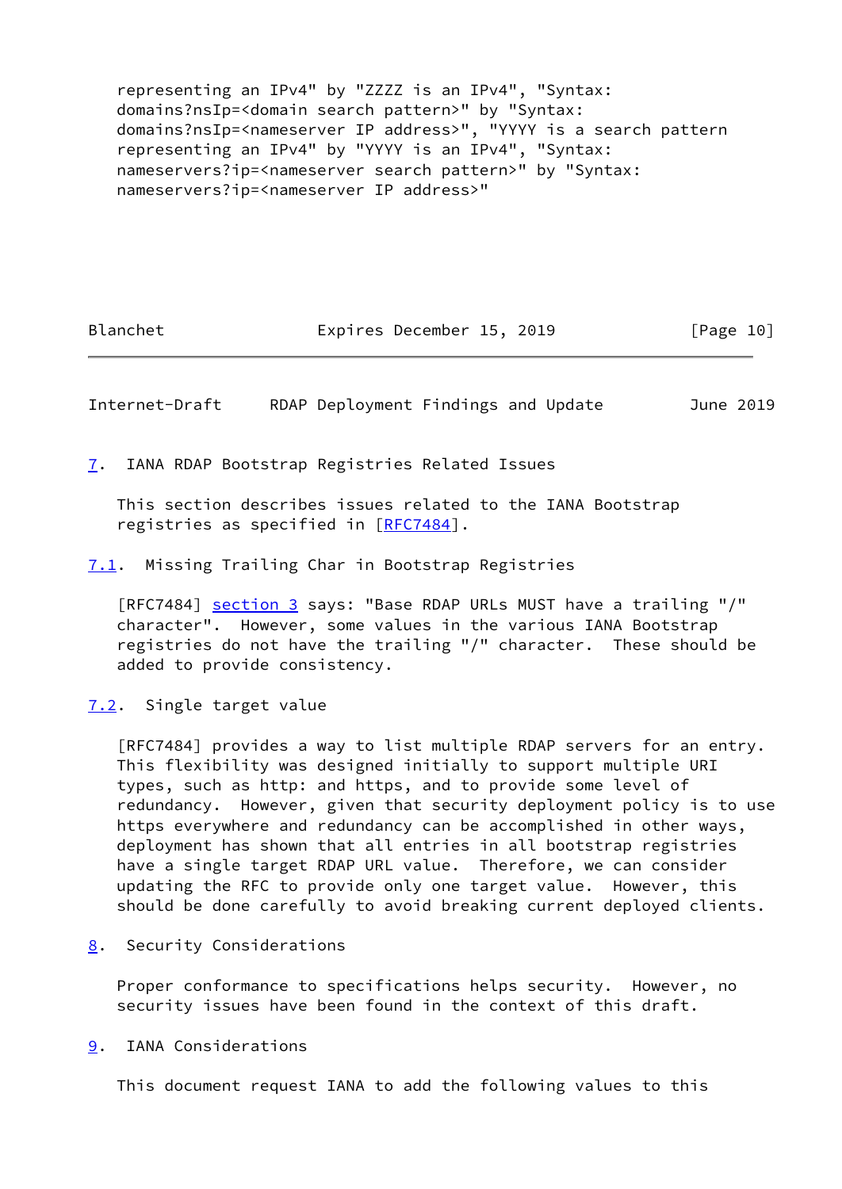representing an IPv4" by "ZZZZ is an IPv4", "Syntax: domains?nsIp=<domain search pattern>" by "Syntax: domains?nsIp=<nameserver IP address>", "YYYY is a search pattern representing an IPv4" by "YYYY is an IPv4", "Syntax: nameservers?ip=<nameserver search pattern>" by "Syntax: nameservers?ip=<nameserver IP address>"

## 7. IANA RDAP Bootstrap Registries Related Issues

This section describes issues related to the IANA Bootstrap registries as specified in [RFC7484].

### 7.1. Missing Trailing Char in Bootstrap Registries

[RFC7484] section 3 says: "Base RDAP URLs MUST have a trailing "/" character". However, some values in the various IANA Bootstrap registries do not have the trailing "/" character. These should be added to provide consistency.

### 7.2. Single target value

[RFC7484] provides a way to list multiple RDAP servers for an entry. This flexibility was designed initially to support multiple URI types, such as http: and https, and to provide some level of redundancy. However, given that security deployment policy is to use https everywhere and redundancy can be accomplished in other ways, deployment has shown that all entries in all bootstrap registries have a single target RDAP URL value. Therefore, we can consider updating the RFC to provide only one target value. However, this should be done carefully to avoid breaking current deployed clients.

## 8. Security Considerations

Proper conformance to specifications helps security. However, no security issues have been found in the context of this draft.

## 9. IANA Considerations

This document request IANA to add the following values to this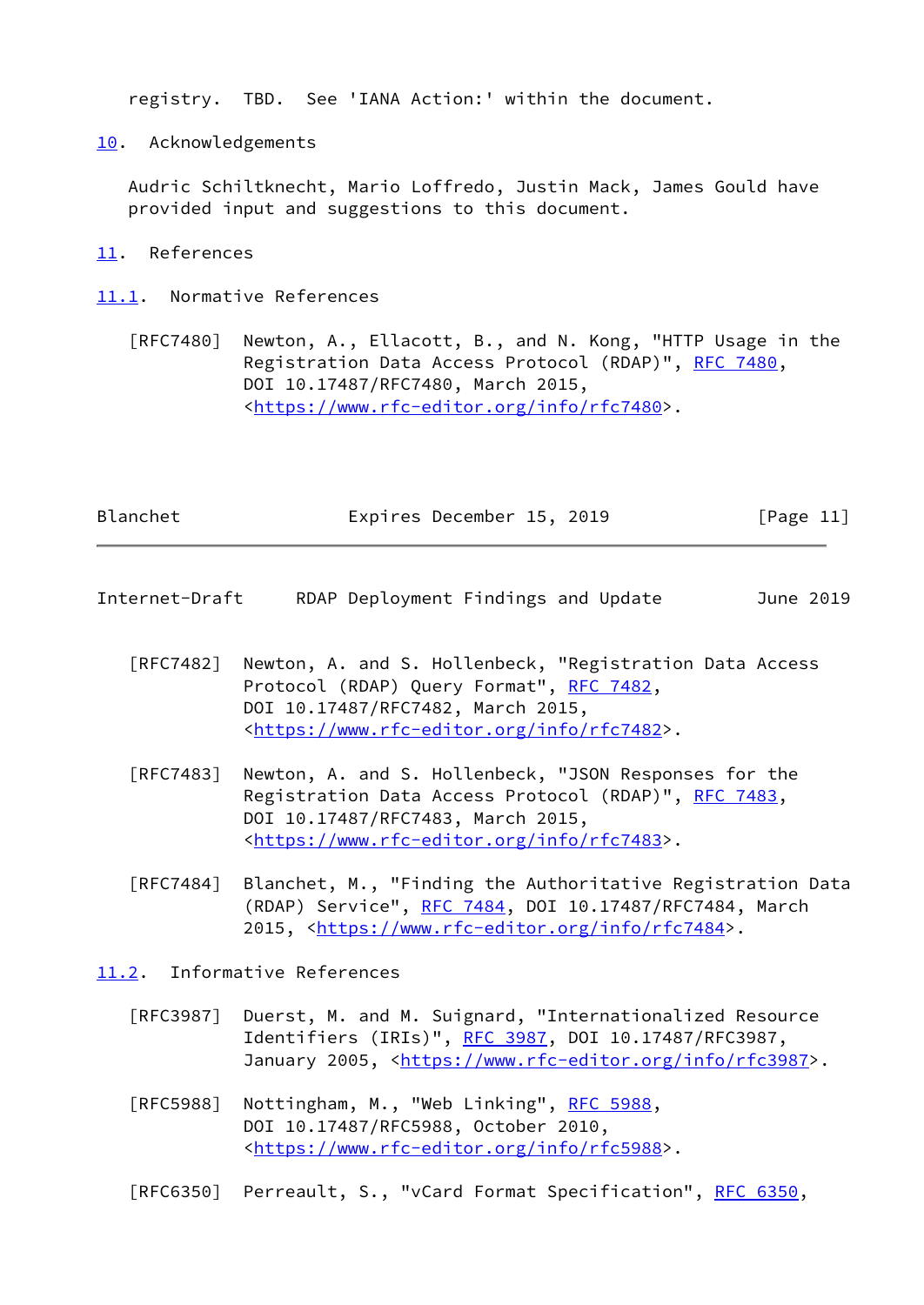registry. TBD. See 'IANA Action:' within the document.

## 10. Acknowledgements

Audric Schiltknecht, Mario Loffredo, Justin Mack, James Gould have provided input and suggestions to this document.

## 11. References

### 11.1. Normative References

[RFC7480] Newton, A., Ellacott, B., and N. Kong, "HTTP Usage in the Registration Data Access Protocol (RDAP)", RFC 7480, DOI 10.17487/RFC7480, March 2015, <https://www.rfc-editor.org/info/rfc7480>.

[RFC7482] Newton, A. and S. Hollenbeck, "Registration Data Access Protocol (RDAP) Query Format", RFC 7482, DOI 10.17487/RFC7482, March 2015, <https://www.rfc-editor.org/info/rfc7482>.

[RFC7483] Newton, A. and S. Hollenbeck, "JSON Responses for the Registration Data Access Protocol (RDAP)", RFC 7483, DOI 10.17487/RFC7483, March 2015, <https://www.rfc-editor.org/info/rfc7483>.

[RFC7484] Blanchet, M., "Finding the Authoritative Registration Data (RDAP) Service", RFC 7484, DOI 10.17487/RFC7484, March 2015, <https://www.rfc-editor.org/info/rfc7484>.

### 11.2. Informative References

[RFC3987] Duerst, M. and M. Suignard, "Internationalized Resource Identifiers (IRIs)", RFC 3987, DOI 10.17487/RFC3987, January 2005, <https://www.rfc-editor.org/info/rfc3987>.

[RFC5988] Nottingham, M., "Web Linking", RFC 5988, DOI 10.17487/RFC5988, October 2010, <https://www.rfc-editor.org/info/rfc5988>.

[RFC6350] Perreault, S., "vCard Format Specification", RFC 6350,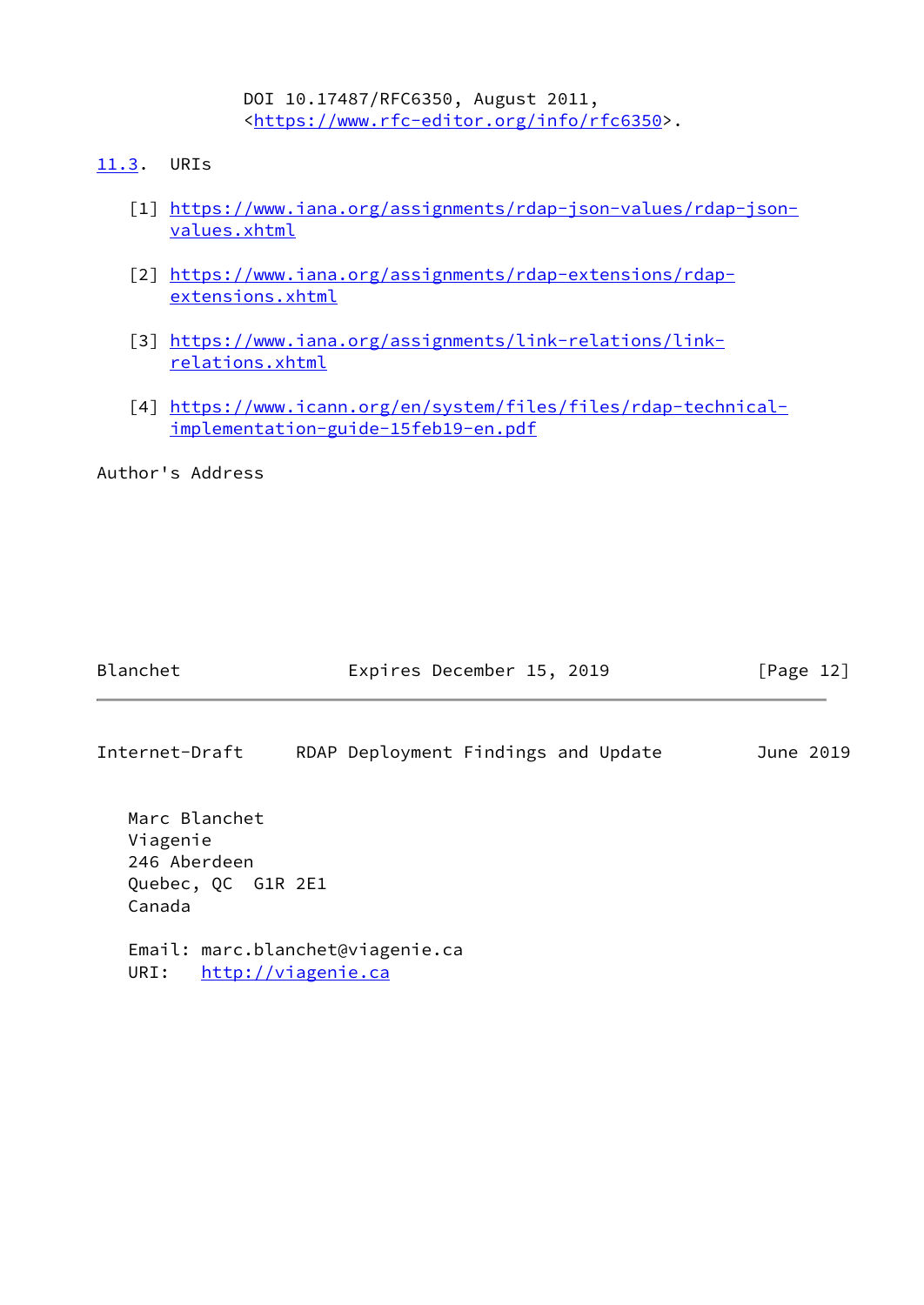DOI 10.17487/RFC6350, August 2011, <https://www.rfc-editor.org/info/rfc6350>.

### 11.3. URIs

[1] https://www.iana.org/assignments/rdap-json-values/rdap-json-values.xhtml

[2] https://www.iana.org/assignments/rdap-extensions/rdap-extensions.xhtml

[3] https://www.iana.org/assignments/link-relations/link-relations.xhtml

[4] https://www.icann.org/en/system/files/files/rdap-technical-implementation-guide-15feb19-en.pdf

## Author's Address

Marc Blanchet
Viagenie
246 Aberdeen
Quebec, QC  G1R 2E1
Canada

Email: marc.blanchet@viagenie.ca
URI:   http://viagenie.ca